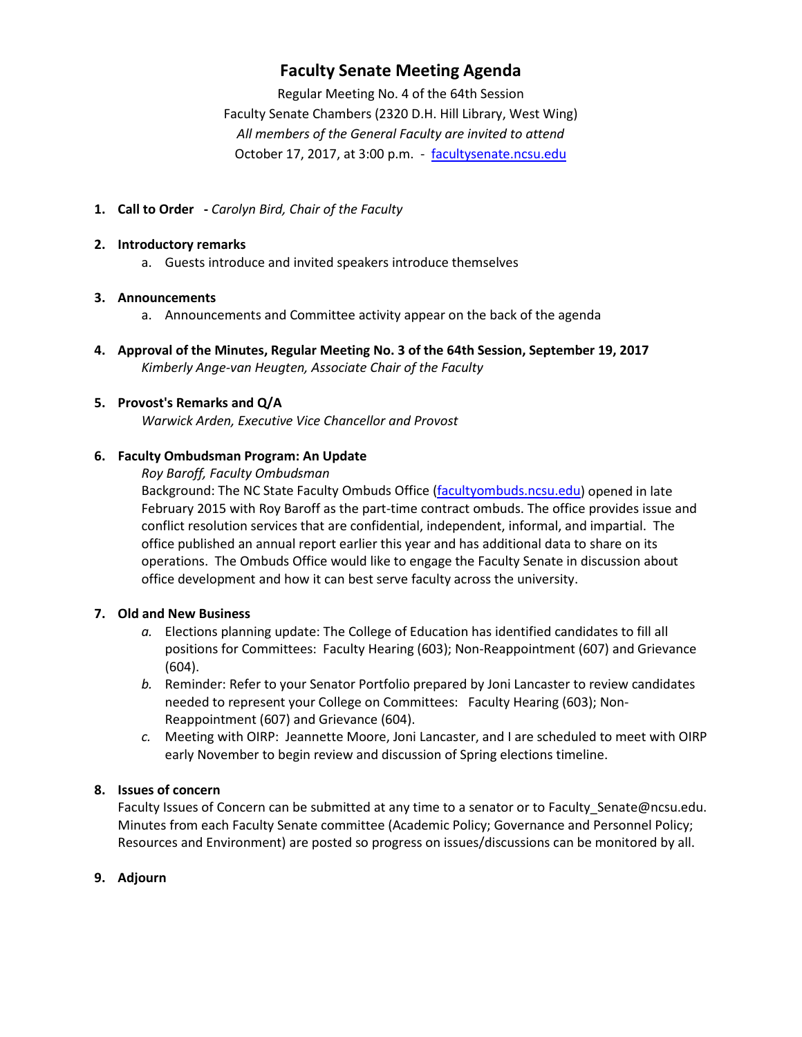# Faculty Senate Meeting Agenda

Regular Meeting No. 4 of the 64th Session
Faculty Senate Chambers (2320 D.H. Hill Library, West Wing)
*All members of the General Faculty are invited to attend*
October 17, 2017, at 3:00 p.m. - facultysenate.ncsu.edu

1. **Call to Order - ***Carolyn Bird, Chair of the Faculty*

2. **Introductory remarks**
   a. Guests introduce and invited speakers introduce themselves

3. **Announcements**
   a. Announcements and Committee activity appear on the back of the agenda

4. **Approval of the Minutes, Regular Meeting No. 3 of the 64th Session, September 19, 2017**
   *Kimberly Ange-van Heugten, Associate Chair of the Faculty*

5. **Provost's Remarks and Q/A**
   *Warwick Arden, Executive Vice Chancellor and Provost*

6. **Faculty Ombudsman Program: An Update**
   *Roy Baroff, Faculty Ombudsman*
   Background: The NC State Faculty Ombuds Office (facultyombuds.ncsu.edu) opened in late February 2015 with Roy Baroff as the part-time contract ombuds. The office provides issue and conflict resolution services that are confidential, independent, informal, and impartial. The office published an annual report earlier this year and has additional data to share on its operations. The Ombuds Office would like to engage the Faculty Senate in discussion about office development and how it can best serve faculty across the university.

7. **Old and New Business**
   *a.* Elections planning update: The College of Education has identified candidates to fill all positions for Committees: Faculty Hearing (603); Non-Reappointment (607) and Grievance (604).
   *b.* Reminder: Refer to your Senator Portfolio prepared by Joni Lancaster to review candidates needed to represent your College on Committees: Faculty Hearing (603); Non-Reappointment (607) and Grievance (604).
   *c.* Meeting with OIRP: Jeannette Moore, Joni Lancaster, and I are scheduled to meet with OIRP early November to begin review and discussion of Spring elections timeline.

8. **Issues of concern**
   Faculty Issues of Concern can be submitted at any time to a senator or to Faculty_Senate@ncsu.edu. Minutes from each Faculty Senate committee (Academic Policy; Governance and Personnel Policy; Resources and Environment) are posted so progress on issues/discussions can be monitored by all.

9. **Adjourn**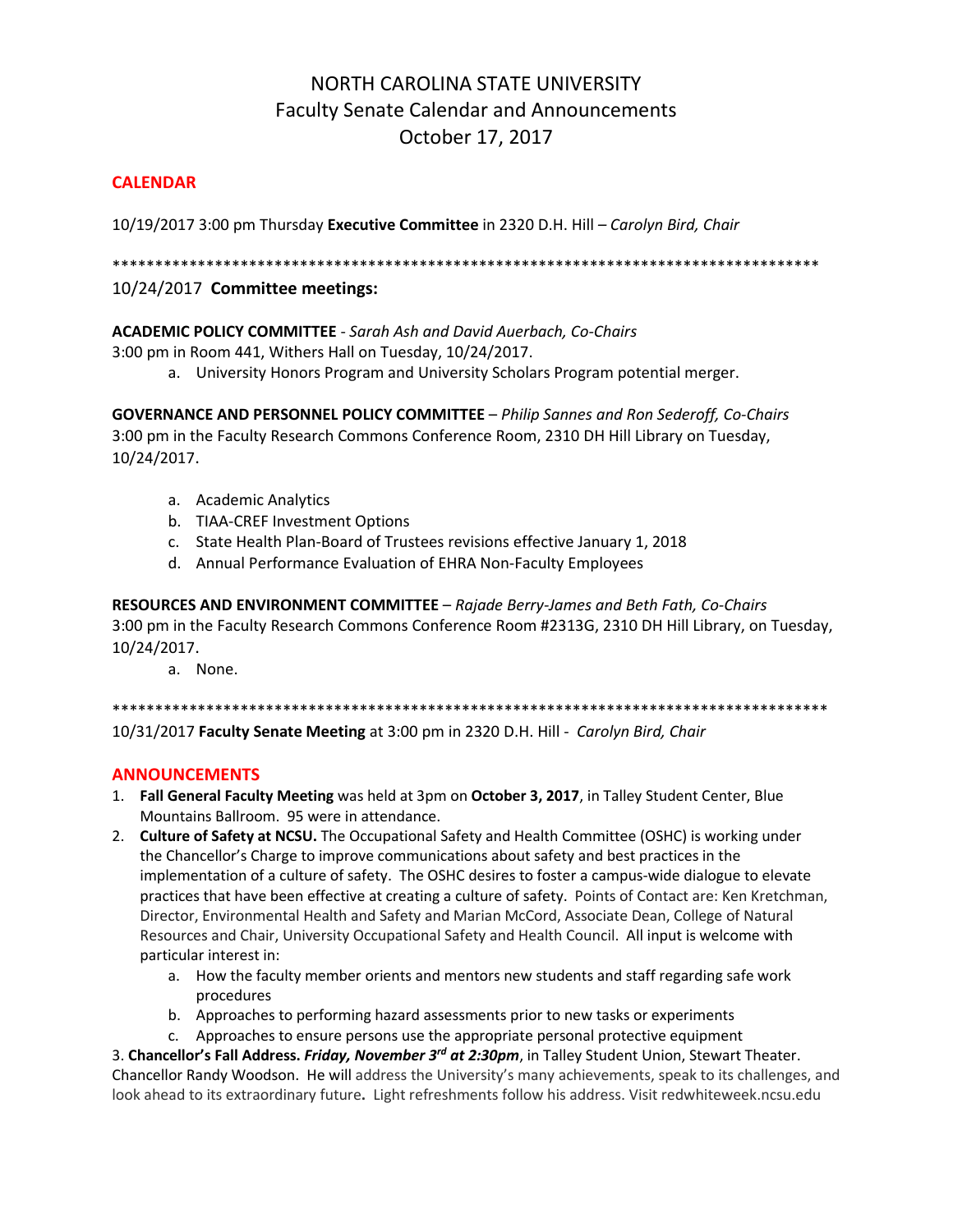# NORTH CAROLINA STATE UNIVERSITY
## Faculty Senate Calendar and Announcements
## October 17, 2017

### CALENDAR

10/19/2017 3:00 pm Thursday **Executive Committee** in 2320 D.H. Hill – *Carolyn Bird, Chair*

*************************************************************************************

10/24/2017 **Committee meetings:**

**ACADEMIC POLICY COMMITTEE** - *Sarah Ash and David Auerbach, Co-Chairs*
3:00 pm in Room 441, Withers Hall on Tuesday, 10/24/2017.

a. University Honors Program and University Scholars Program potential merger.

**GOVERNANCE AND PERSONNEL POLICY COMMITTEE** – *Philip Sannes and Ron Sederoff, Co-Chairs*
3:00 pm in the Faculty Research Commons Conference Room, 2310 DH Hill Library on Tuesday, 10/24/2017.

a. Academic Analytics
b. TIAA-CREF Investment Options
c. State Health Plan-Board of Trustees revisions effective January 1, 2018
d. Annual Performance Evaluation of EHRA Non-Faculty Employees

**RESOURCES AND ENVIRONMENT COMMITTEE** – *Rajade Berry-James and Beth Fath, Co-Chairs*
3:00 pm in the Faculty Research Commons Conference Room #2313G, 2310 DH Hill Library, on Tuesday, 10/24/2017.

a. None.

*************************************************************************************

10/31/2017 **Faculty Senate Meeting** at 3:00 pm in 2320 D.H. Hill - *Carolyn Bird, Chair*

### ANNOUNCEMENTS

1. **Fall General Faculty Meeting** was held at 3pm on **October 3, 2017**, in Talley Student Center, Blue Mountains Ballroom. 95 were in attendance.
2. **Culture of Safety at NCSU.** The Occupational Safety and Health Committee (OSHC) is working under the Chancellor's Charge to improve communications about safety and best practices in the implementation of a culture of safety. The OSHC desires to foster a campus-wide dialogue to elevate practices that have been effective at creating a culture of safety. Points of Contact are: Ken Kretchman, Director, Environmental Health and Safety and Marian McCord, Associate Dean, College of Natural Resources and Chair, University Occupational Safety and Health Council. All input is welcome with particular interest in:
   a. How the faculty member orients and mentors new students and staff regarding safe work procedures
   b. Approaches to performing hazard assessments prior to new tasks or experiments
   c. Approaches to ensure persons use the appropriate personal protective equipment

3. **Chancellor's Fall Address.** ***Friday, November 3rd at 2:30pm***, in Talley Student Union, Stewart Theater. Chancellor Randy Woodson. He will address the University's many achievements, speak to its challenges, and look ahead to its extraordinary future**.** Light refreshments follow his address. Visit redwhiteweek.ncsu.edu